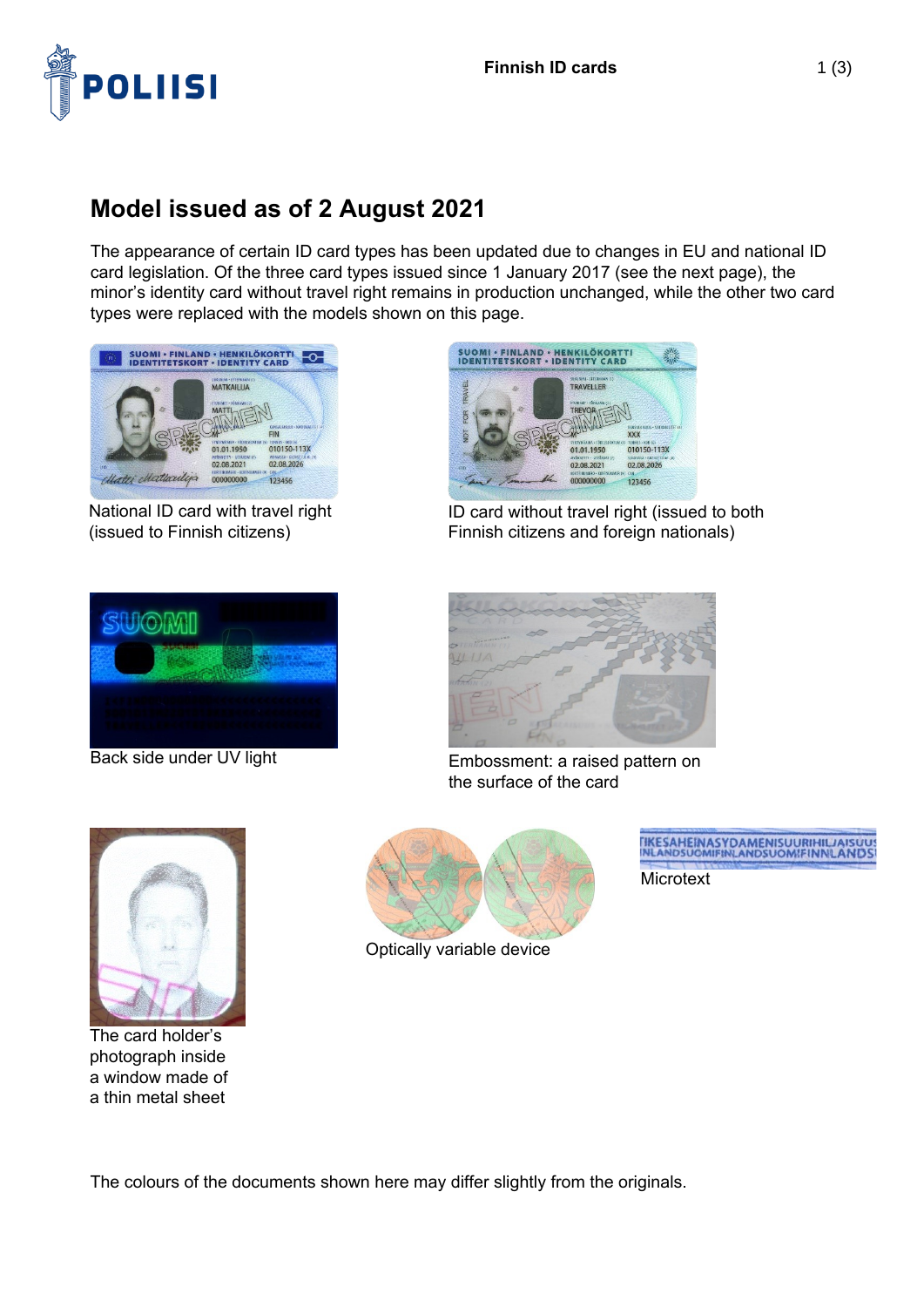## Model issued as of 2 August 2021

The appearance of certain ID card types has been updated due to changes in EU and national ID card legislation. Of the three card types issued since 1 January 2017 (see the next page), the minor's identity card without travel right remains in production unchanged, while the other two card types were replaced with the models shown on this page.

National ID card with travel right (issued to Finnish citizens)

ID card without travel right (issued to both Finnish citizens and foreign nationals)

Back side under UV light

Embossment: a raised pattern on the surface of the card

The card holder's photograph inside a window made of a thin metal sheet

Optically variable device

Microtext

The colours of the documents shown here may differ slightly from the originals.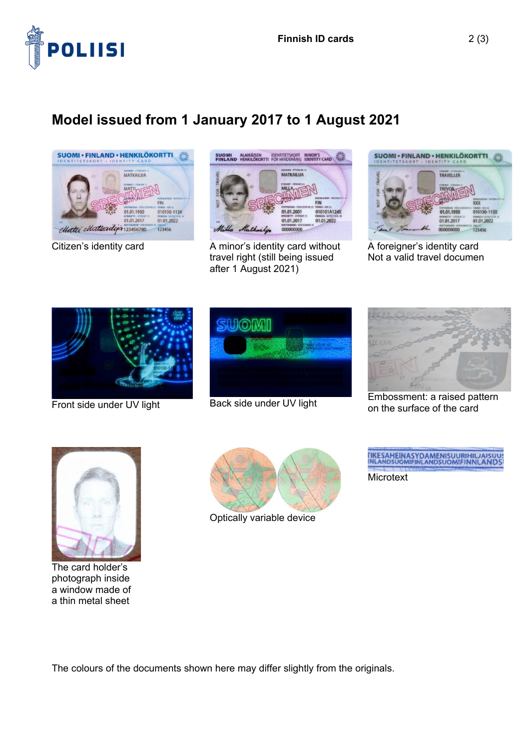## Model issued from 1 January 2017 to 1 August 2021

Citizen's identity card

A minor's identity card without travel right (still being issued after 1 August 2021)

A foreigner's identity card
Not a valid travel documen

Front side under UV light

Back side under UV light

Embossment: a raised pattern on the surface of the card

The card holder's photograph inside a window made of a thin metal sheet

Optically variable device

Microtext

The colours of the documents shown here may differ slightly from the originals.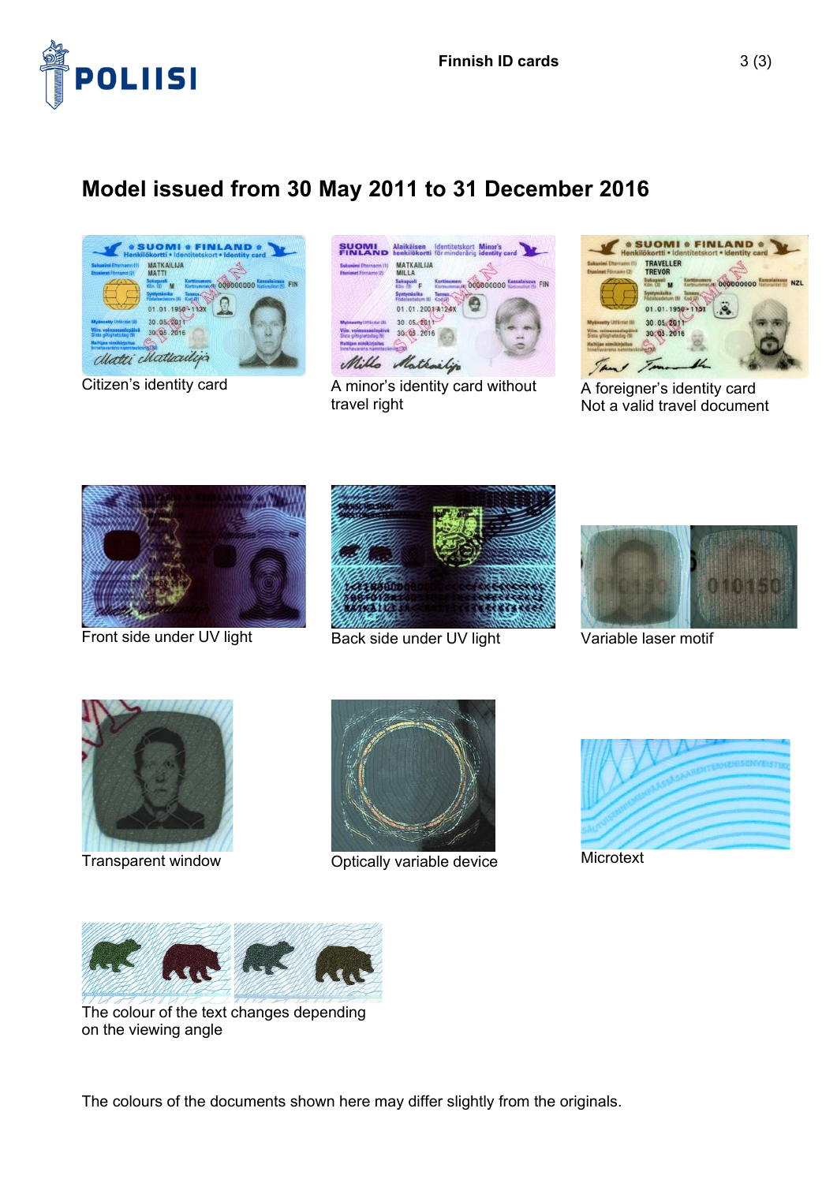## Model issued from 30 May 2011 to 31 December 2016

Citizen's identity card

A minor's identity card without travel right

A foreigner's identity card
Not a valid travel document

Front side under UV light

Back side under UV light

Variable laser motif

Transparent window

Optically variable device

Microtext

The colour of the text changes depending on the viewing angle

The colours of the documents shown here may differ slightly from the originals.